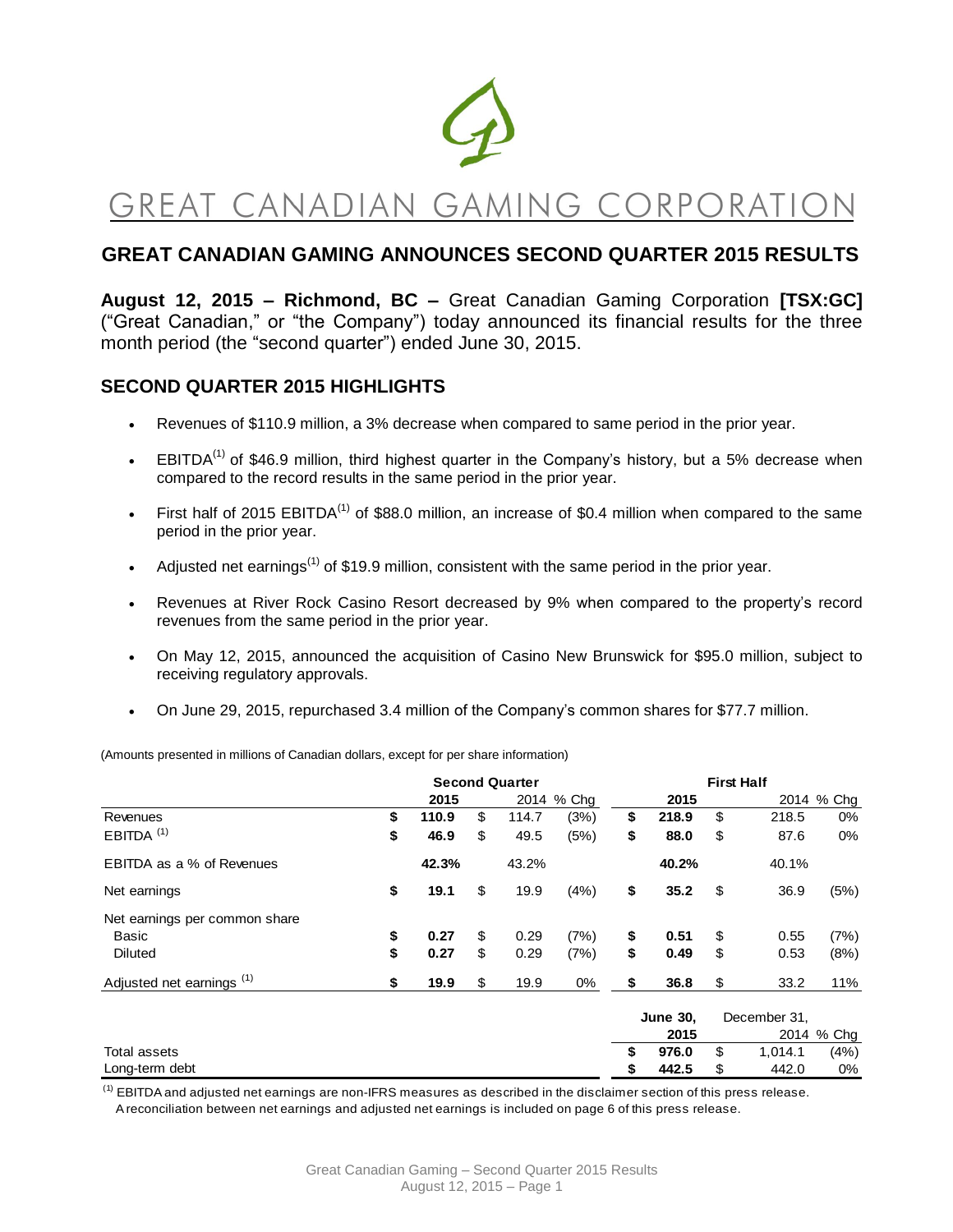# GREAT CANADIAN GAMING CORPORATION

## GREAT CANADIAN GAMING ANNOUNCES SECOND QUARTER 2015 RESULTS

**August 12, 2015 – Richmond, BC –** Great Canadian Gaming Corporation **[TSX:GC]** ("Great Canadian," or "the Company") today announced its financial results for the three month period (the "second quarter") ended June 30, 2015.

## SECOND QUARTER 2015 HIGHLIGHTS

- Revenues of $110.9 million, a 3% decrease when compared to same period in the prior year.
- EBITDA[(1)] of $46.9 million, third highest quarter in the Company's history, but a 5% decrease when compared to the record results in the same period in the prior year.
- First half of 2015 EBITDA[(1)] of $88.0 million, an increase of $0.4 million when compared to the same period in the prior year.
- Adjusted net earnings[(1)] of $19.9 million, consistent with the same period in the prior year.
- Revenues at River Rock Casino Resort decreased by 9% when compared to the property's record revenues from the same period in the prior year.
- On May 12, 2015, announced the acquisition of Casino New Brunswick for $95.0 million, subject to receiving regulatory approvals.
- On June 29, 2015, repurchased 3.4 million of the Company's common shares for $77.7 million.

(Amounts presented in millions of Canadian dollars, except for per share information)

| | Second Quarter | | | First Half | | |
|---|---|---|---|---|---|---|
| | **2015** | 2014 | % Chg | **2015** | 2014 | % Chg |
| Revenues | **$ 110.9** | $ 114.7 | (3%) | **$ 218.9** | $ 218.5 | 0% |
| EBITDA [(1)] | **$ 46.9** | $ 49.5 | (5%) | **$ 88.0** | $ 87.6 | 0% |
| EBITDA as a % of Revenues | **42.3%** | 43.2% | | **40.2%** | 40.1% | |
| Net earnings | **$ 19.1** | $ 19.9 | (4%) | **$ 35.2** | $ 36.9 | (5%) |
| Net earnings per common share | | | | | | |
| Basic | **$ 0.27** | $ 0.29 | (7%) | **$ 0.51** | $ 0.55 | (7%) |
| Diluted | **$ 0.27** | $ 0.29 | (7%) | **$ 0.49** | $ 0.53 | (8%) |
| Adjusted net earnings [(1)] | **$ 19.9** | $ 19.9 | 0% | **$ 36.8** | $ 33.2 | 11% |

| | **June 30, 2015** | December 31, 2014 | % Chg |
|---|---|---|---|
| Total assets | **$ 976.0** | $ 1,014.1 | (4%) |
| Long-term debt | **$ 442.5** | $ 442.0 | 0% |

[(1)] EBITDA and adjusted net earnings are non-IFRS measures as described in the disclaimer section of this press release. A reconciliation between net earnings and adjusted net earnings is included on page 6 of this press release.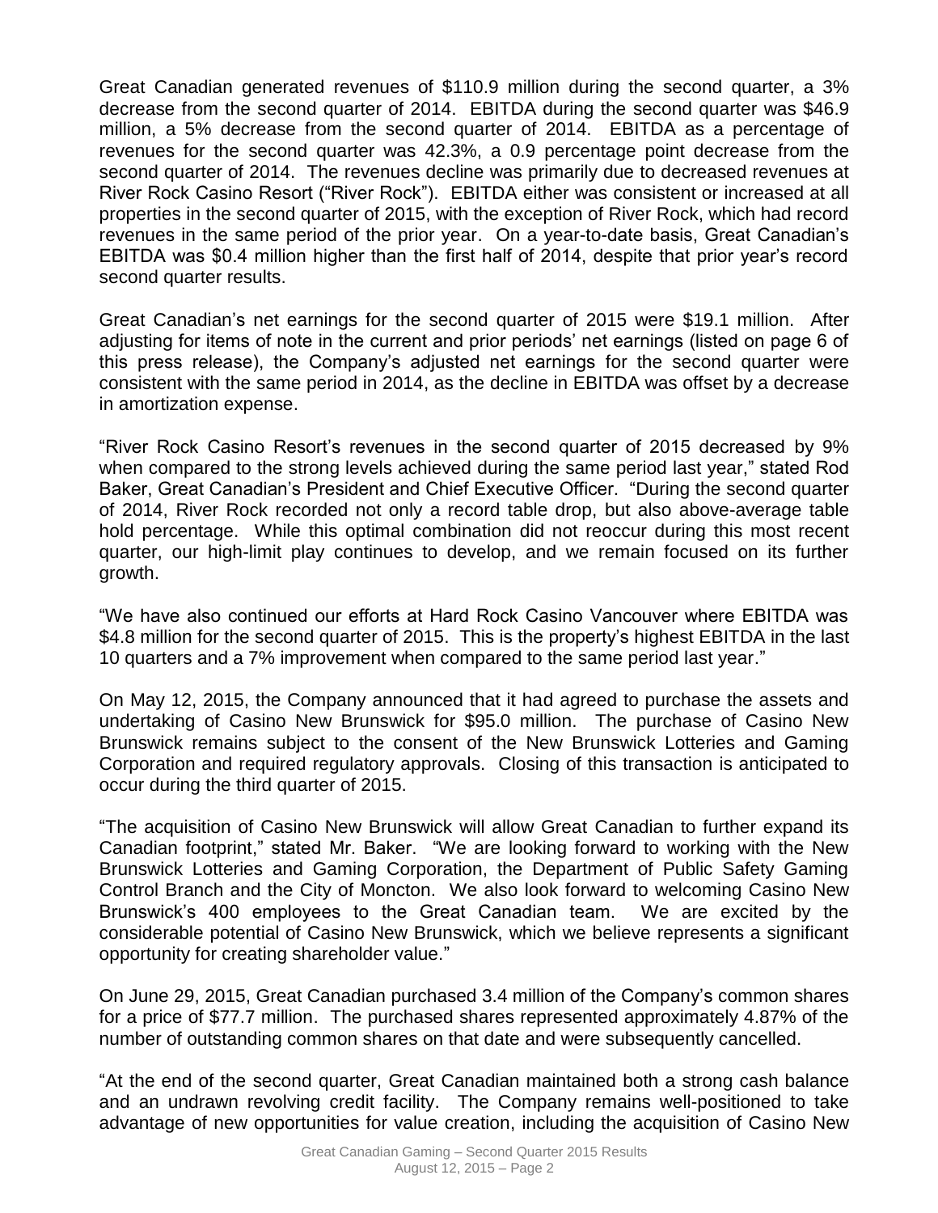Great Canadian generated revenues of $110.9 million during the second quarter, a 3% decrease from the second quarter of 2014. EBITDA during the second quarter was $46.9 million, a 5% decrease from the second quarter of 2014. EBITDA as a percentage of revenues for the second quarter was 42.3%, a 0.9 percentage point decrease from the second quarter of 2014. The revenues decline was primarily due to decreased revenues at River Rock Casino Resort ("River Rock"). EBITDA either was consistent or increased at all properties in the second quarter of 2015, with the exception of River Rock, which had record revenues in the same period of the prior year. On a year-to-date basis, Great Canadian's EBITDA was $0.4 million higher than the first half of 2014, despite that prior year's record second quarter results.

Great Canadian's net earnings for the second quarter of 2015 were $19.1 million. After adjusting for items of note in the current and prior periods' net earnings (listed on page 6 of this press release), the Company's adjusted net earnings for the second quarter were consistent with the same period in 2014, as the decline in EBITDA was offset by a decrease in amortization expense.

"River Rock Casino Resort's revenues in the second quarter of 2015 decreased by 9% when compared to the strong levels achieved during the same period last year," stated Rod Baker, Great Canadian's President and Chief Executive Officer. "During the second quarter of 2014, River Rock recorded not only a record table drop, but also above-average table hold percentage. While this optimal combination did not reoccur during this most recent quarter, our high-limit play continues to develop, and we remain focused on its further growth.

"We have also continued our efforts at Hard Rock Casino Vancouver where EBITDA was $4.8 million for the second quarter of 2015. This is the property's highest EBITDA in the last 10 quarters and a 7% improvement when compared to the same period last year."

On May 12, 2015, the Company announced that it had agreed to purchase the assets and undertaking of Casino New Brunswick for $95.0 million. The purchase of Casino New Brunswick remains subject to the consent of the New Brunswick Lotteries and Gaming Corporation and required regulatory approvals. Closing of this transaction is anticipated to occur during the third quarter of 2015.

"The acquisition of Casino New Brunswick will allow Great Canadian to further expand its Canadian footprint," stated Mr. Baker. "We are looking forward to working with the New Brunswick Lotteries and Gaming Corporation, the Department of Public Safety Gaming Control Branch and the City of Moncton. We also look forward to welcoming Casino New Brunswick's 400 employees to the Great Canadian team. We are excited by the considerable potential of Casino New Brunswick, which we believe represents a significant opportunity for creating shareholder value."

On June 29, 2015, Great Canadian purchased 3.4 million of the Company's common shares for a price of $77.7 million. The purchased shares represented approximately 4.87% of the number of outstanding common shares on that date and were subsequently cancelled.

"At the end of the second quarter, Great Canadian maintained both a strong cash balance and an undrawn revolving credit facility. The Company remains well-positioned to take advantage of new opportunities for value creation, including the acquisition of Casino New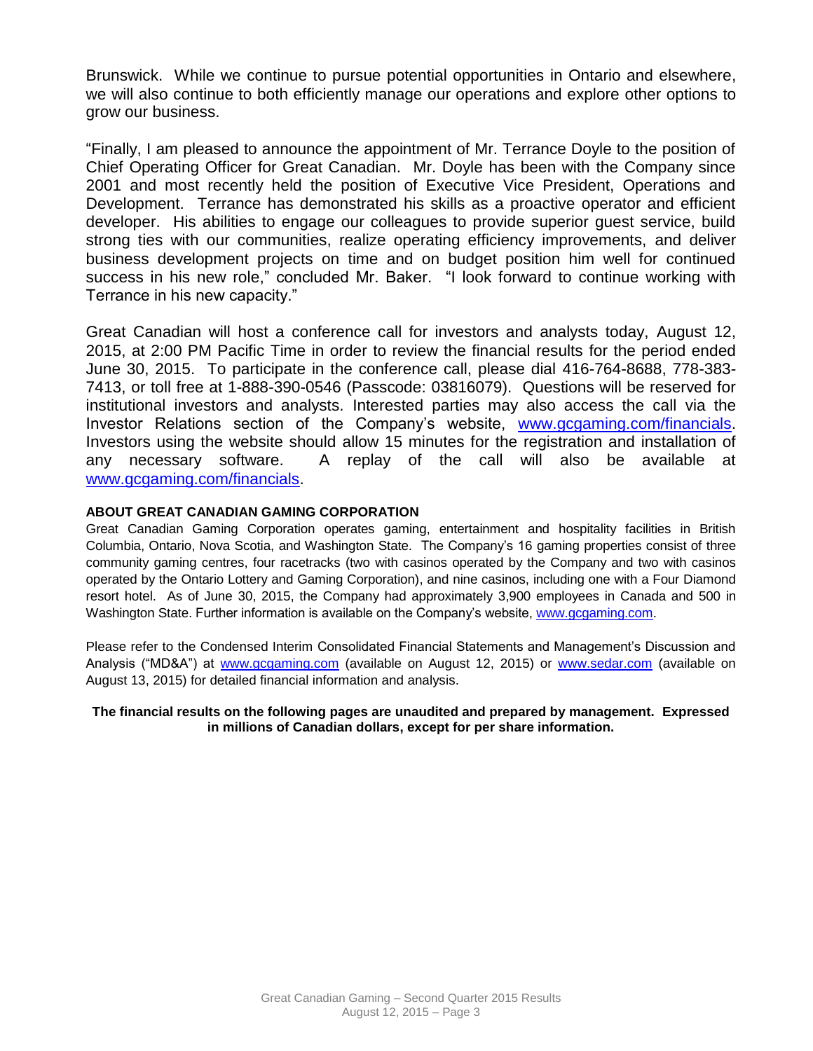Brunswick. While we continue to pursue potential opportunities in Ontario and elsewhere, we will also continue to both efficiently manage our operations and explore other options to grow our business.

"Finally, I am pleased to announce the appointment of Mr. Terrance Doyle to the position of Chief Operating Officer for Great Canadian. Mr. Doyle has been with the Company since 2001 and most recently held the position of Executive Vice President, Operations and Development. Terrance has demonstrated his skills as a proactive operator and efficient developer. His abilities to engage our colleagues to provide superior guest service, build strong ties with our communities, realize operating efficiency improvements, and deliver business development projects on time and on budget position him well for continued success in his new role," concluded Mr. Baker. "I look forward to continue working with Terrance in his new capacity."

Great Canadian will host a conference call for investors and analysts today, August 12, 2015, at 2:00 PM Pacific Time in order to review the financial results for the period ended June 30, 2015. To participate in the conference call, please dial 416-764-8688, 778-383-7413, or toll free at 1-888-390-0546 (Passcode: 03816079). Questions will be reserved for institutional investors and analysts. Interested parties may also access the call via the Investor Relations section of the Company's website, www.gcgaming.com/financials. Investors using the website should allow 15 minutes for the registration and installation of any necessary software. A replay of the call will also be available at www.gcgaming.com/financials.

**ABOUT GREAT CANADIAN GAMING CORPORATION**

Great Canadian Gaming Corporation operates gaming, entertainment and hospitality facilities in British Columbia, Ontario, Nova Scotia, and Washington State. The Company's 16 gaming properties consist of three community gaming centres, four racetracks (two with casinos operated by the Company and two with casinos operated by the Ontario Lottery and Gaming Corporation), and nine casinos, including one with a Four Diamond resort hotel. As of June 30, 2015, the Company had approximately 3,900 employees in Canada and 500 in Washington State. Further information is available on the Company's website, www.gcgaming.com.

Please refer to the Condensed Interim Consolidated Financial Statements and Management's Discussion and Analysis ("MD&A") at www.gcgaming.com (available on August 12, 2015) or www.sedar.com (available on August 13, 2015) for detailed financial information and analysis.

**The financial results on the following pages are unaudited and prepared by management. Expressed in millions of Canadian dollars, except for per share information.**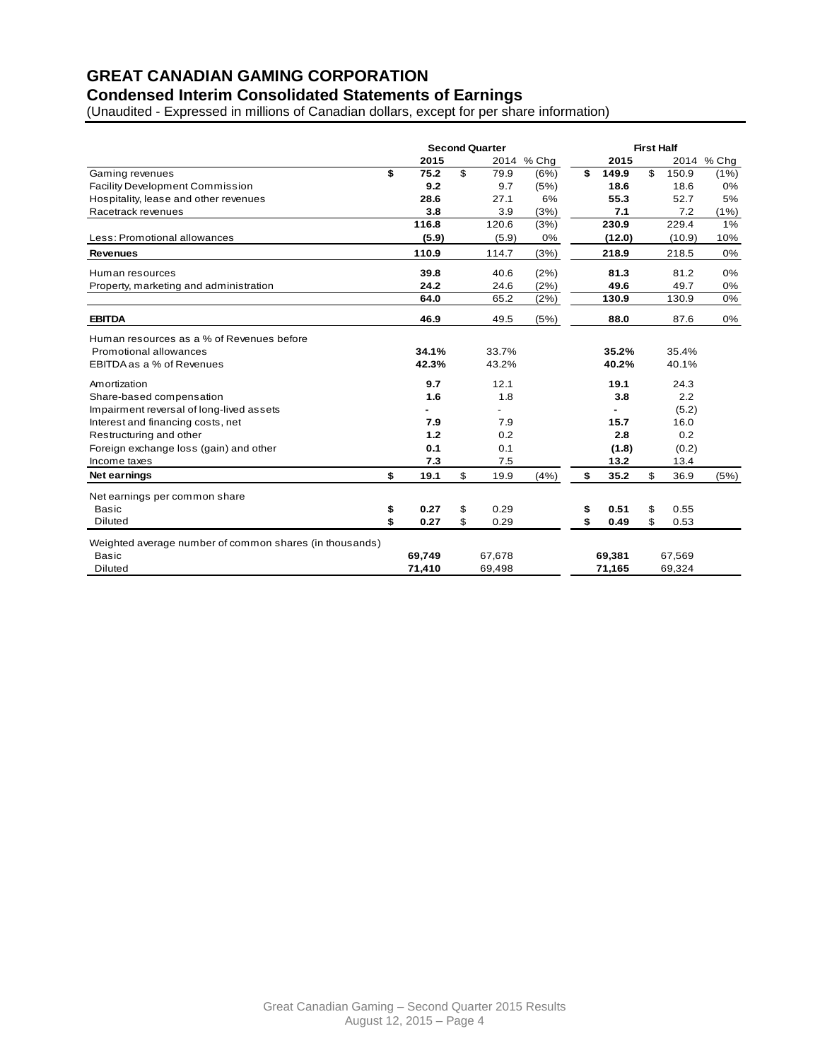# GREAT CANADIAN GAMING CORPORATION

## Condensed Interim Consolidated Statements of Earnings

(Unaudited - Expressed in millions of Canadian dollars, except for per share information)

| | Second Quarter | | | First Half | | |
|---|---|---|---|---|---|---|
| | **2015** | 2014 | % Chg | **2015** | 2014 | % Chg |
| Gaming revenues | **$ 75.2** | $ 79.9 | (6%) | **$ 149.9** | $ 150.9 | (1%) |
| Facility Development Commission | **9.2** | 9.7 | (5%) | **18.6** | 18.6 | 0% |
| Hospitality, lease and other revenues | **28.6** | 27.1 | 6% | **55.3** | 52.7 | 5% |
| Racetrack revenues | **3.8** | 3.9 | (3%) | **7.1** | 7.2 | (1%) |
| | **116.8** | 120.6 | (3%) | **230.9** | 229.4 | 1% |
| Less: Promotional allowances | **(5.9)** | (5.9) | 0% | **(12.0)** | (10.9) | 10% |
| **Revenues** | **110.9** | 114.7 | (3%) | **218.9** | 218.5 | 0% |
| Human resources | **39.8** | 40.6 | (2%) | **81.3** | 81.2 | 0% |
| Property, marketing and administration | **24.2** | 24.6 | (2%) | **49.6** | 49.7 | 0% |
| | **64.0** | 65.2 | (2%) | **130.9** | 130.9 | 0% |
| **EBITDA** | **46.9** | 49.5 | (5%) | **88.0** | 87.6 | 0% |
| Human resources as a % of Revenues before Promotional allowances | **34.1%** | 33.7% | | **35.2%** | 35.4% | |
| EBITDA as a % of Revenues | **42.3%** | 43.2% | | **40.2%** | 40.1% | |
| Amortization | **9.7** | 12.1 | | **19.1** | 24.3 | |
| Share-based compensation | **1.6** | 1.8 | | **3.8** | 2.2 | |
| Impairment reversal of long-lived assets | **-** | - | | **-** | (5.2) | |
| Interest and financing costs, net | **7.9** | 7.9 | | **15.7** | 16.0 | |
| Restructuring and other | **1.2** | 0.2 | | **2.8** | 0.2 | |
| Foreign exchange loss (gain) and other | **0.1** | 0.1 | | **(1.8)** | (0.2) | |
| Income taxes | **7.3** | 7.5 | | **13.2** | 13.4 | |
| **Net earnings** | **$ 19.1** | $ 19.9 | (4%) | **$ 35.2** | $ 36.9 | (5%) |
| Net earnings per common share | | | | | | |
| Basic | **$ 0.27** | $ 0.29 | | **$ 0.51** | $ 0.55 | |
| Diluted | **$ 0.27** | $ 0.29 | | **$ 0.49** | $ 0.53 | |
| Weighted average number of common shares (in thousands) | | | | | | |
| Basic | **69,749** | 67,678 | | **69,381** | 67,569 | |
| Diluted | **71,410** | 69,498 | | **71,165** | 69,324 | |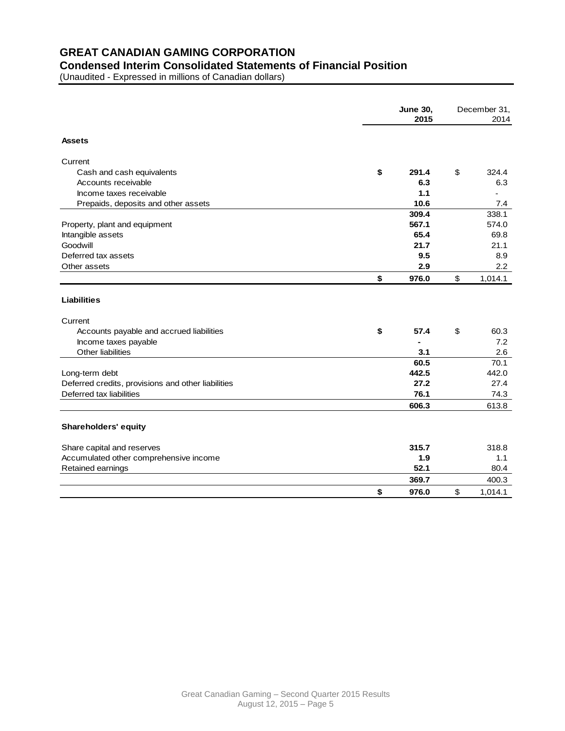# GREAT CANADIAN GAMING CORPORATION

## Condensed Interim Consolidated Statements of Financial Position

(Unaudited - Expressed in millions of Canadian dollars)

| | June 30, 2015 | December 31, 2014 |
|---|---|---|
| **Assets** | | |
| Current | | |
| Cash and cash equivalents | $ 291.4 | $ 324.4 |
| Accounts receivable | 6.3 | 6.3 |
| Income taxes receivable | 1.1 | - |
| Prepaids, deposits and other assets | 10.6 | 7.4 |
| | 309.4 | 338.1 |
| Property, plant and equipment | 567.1 | 574.0 |
| Intangible assets | 65.4 | 69.8 |
| Goodwill | 21.7 | 21.1 |
| Deferred tax assets | 9.5 | 8.9 |
| Other assets | 2.9 | 2.2 |
| | $ 976.0 | $ 1,014.1 |
| **Liabilities** | | |
| Current | | |
| Accounts payable and accrued liabilities | $ 57.4 | $ 60.3 |
| Income taxes payable | - | 7.2 |
| Other liabilities | 3.1 | 2.6 |
| | 60.5 | 70.1 |
| Long-term debt | 442.5 | 442.0 |
| Deferred credits, provisions and other liabilities | 27.2 | 27.4 |
| Deferred tax liabilities | 76.1 | 74.3 |
| | 606.3 | 613.8 |
| **Shareholders' equity** | | |
| Share capital and reserves | 315.7 | 318.8 |
| Accumulated other comprehensive income | 1.9 | 1.1 |
| Retained earnings | 52.1 | 80.4 |
| | 369.7 | 400.3 |
| | $ 976.0 | $ 1,014.1 |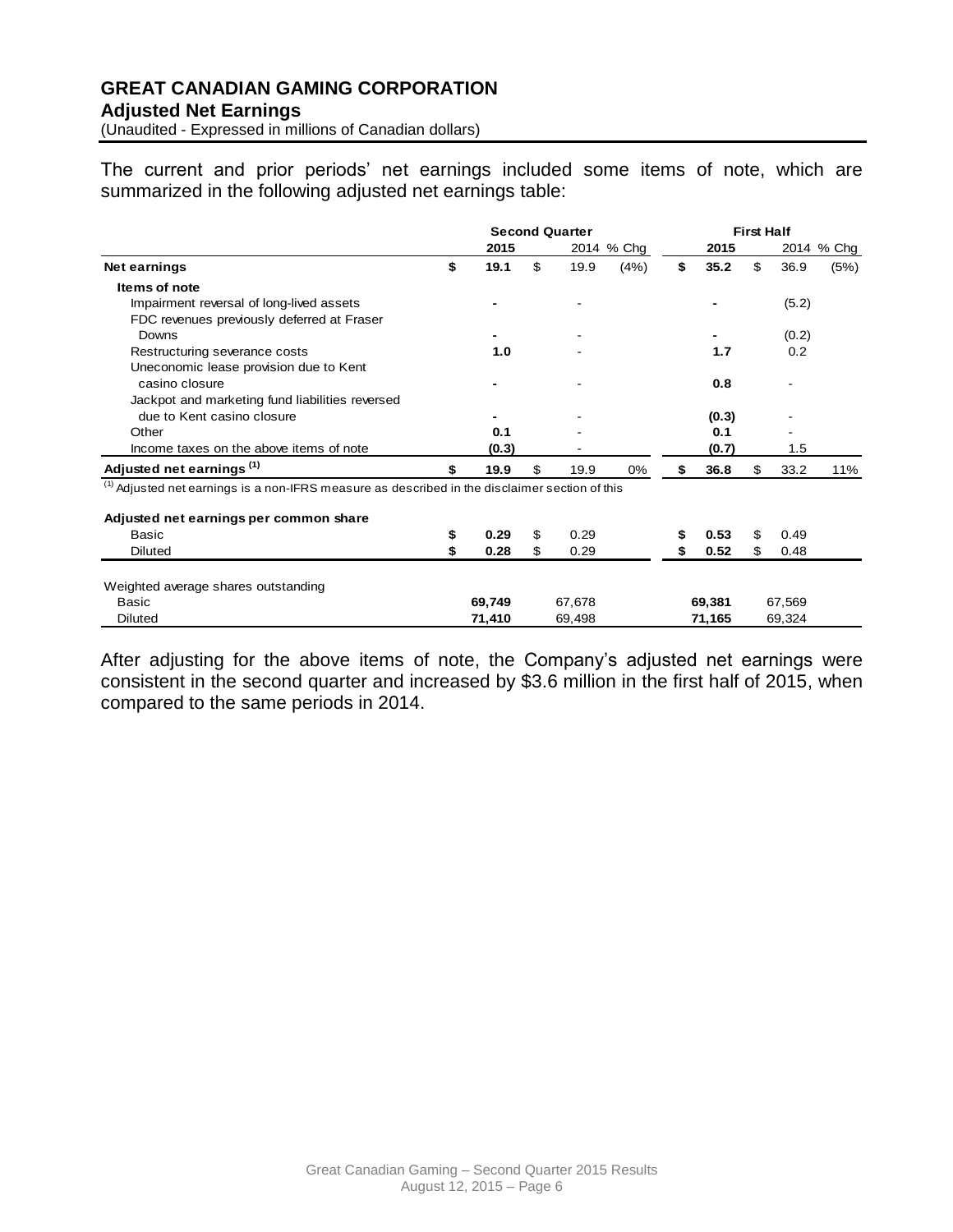**GREAT CANADIAN GAMING CORPORATION**
**Adjusted Net Earnings**
(Unaudited - Expressed in millions of Canadian dollars)

The current and prior periods' net earnings included some items of note, which are summarized in the following adjusted net earnings table:

| | Second Quarter | | | First Half | | |
|---|---|---|---|---|---|---|
| | **2015** | 2014 | % Chg | **2015** | 2014 | % Chg |
| **Net earnings** | **$ 19.1** | $ 19.9 | (4%) | **$ 35.2** | $ 36.9 | (5%) |
| **Items of note** | | | | | | |
| Impairment reversal of long-lived assets | **-** | - | | **-** | (5.2) | |
| FDC revenues previously deferred at Fraser Downs | **-** | - | | **-** | (0.2) | |
| Restructuring severance costs | **1.0** | - | | **1.7** | 0.2 | |
| Uneconomic lease provision due to Kent casino closure | **-** | - | | **0.8** | - | |
| Jackpot and marketing fund liabilities reversed due to Kent casino closure | **-** | - | | **(0.3)** | - | |
| Other | **0.1** | - | | **0.1** | - | |
| Income taxes on the above items of note | **(0.3)** | - | | **(0.7)** | 1.5 | |
| **Adjusted net earnings [(1)]** | **$ 19.9** | $ 19.9 | 0% | **$ 36.8** | $ 33.2 | 11% |

[(1)] Adjusted net earnings is a non-IFRS measure as described in the disclaimer section of this

| | Second Quarter | | First Half | |
|---|---|---|---|---|
| | **2015** | 2014 | **2015** | 2014 |
| **Adjusted net earnings per common share** | | | | |
| Basic | **$ 0.29** | $ 0.29 | **$ 0.53** | $ 0.49 |
| Diluted | **$ 0.28** | $ 0.29 | **$ 0.52** | $ 0.48 |
| Weighted average shares outstanding | | | | |
| Basic | **69,749** | 67,678 | **69,381** | 67,569 |
| Diluted | **71,410** | 69,498 | **71,165** | 69,324 |

After adjusting for the above items of note, the Company's adjusted net earnings were consistent in the second quarter and increased by $3.6 million in the first half of 2015, when compared to the same periods in 2014.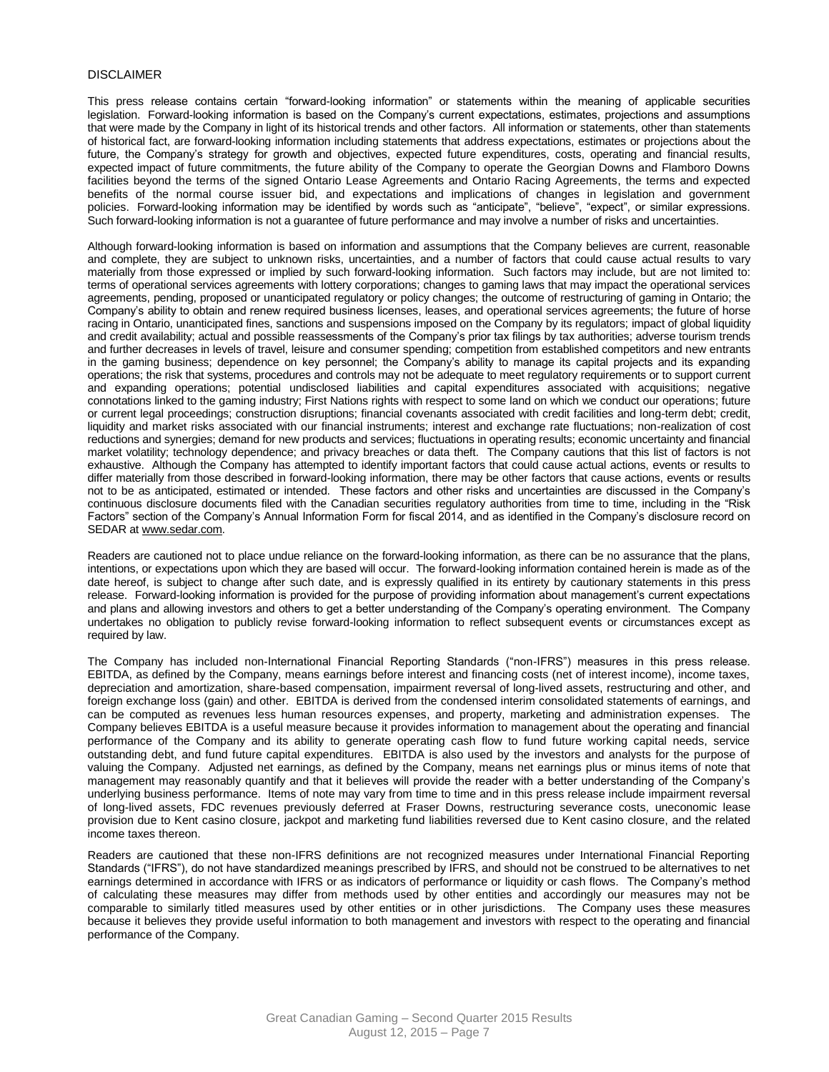## DISCLAIMER

This press release contains certain "forward-looking information" or statements within the meaning of applicable securities legislation. Forward-looking information is based on the Company's current expectations, estimates, projections and assumptions that were made by the Company in light of its historical trends and other factors. All information or statements, other than statements of historical fact, are forward-looking information including statements that address expectations, estimates or projections about the future, the Company's strategy for growth and objectives, expected future expenditures, costs, operating and financial results, expected impact of future commitments, the future ability of the Company to operate the Georgian Downs and Flamboro Downs facilities beyond the terms of the signed Ontario Lease Agreements and Ontario Racing Agreements, the terms and expected benefits of the normal course issuer bid, and expectations and implications of changes in legislation and government policies. Forward-looking information may be identified by words such as "anticipate", "believe", "expect", or similar expressions. Such forward-looking information is not a guarantee of future performance and may involve a number of risks and uncertainties.

Although forward-looking information is based on information and assumptions that the Company believes are current, reasonable and complete, they are subject to unknown risks, uncertainties, and a number of factors that could cause actual results to vary materially from those expressed or implied by such forward-looking information. Such factors may include, but are not limited to: terms of operational services agreements with lottery corporations; changes to gaming laws that may impact the operational services agreements, pending, proposed or unanticipated regulatory or policy changes; the outcome of restructuring of gaming in Ontario; the Company's ability to obtain and renew required business licenses, leases, and operational services agreements; the future of horse racing in Ontario, unanticipated fines, sanctions and suspensions imposed on the Company by its regulators; impact of global liquidity and credit availability; actual and possible reassessments of the Company's prior tax filings by tax authorities; adverse tourism trends and further decreases in levels of travel, leisure and consumer spending; competition from established competitors and new entrants in the gaming business; dependence on key personnel; the Company's ability to manage its capital projects and its expanding operations; the risk that systems, procedures and controls may not be adequate to meet regulatory requirements or to support current and expanding operations; potential undisclosed liabilities and capital expenditures associated with acquisitions; negative connotations linked to the gaming industry; First Nations rights with respect to some land on which we conduct our operations; future or current legal proceedings; construction disruptions; financial covenants associated with credit facilities and long-term debt; credit, liquidity and market risks associated with our financial instruments; interest and exchange rate fluctuations; non-realization of cost reductions and synergies; demand for new products and services; fluctuations in operating results; economic uncertainty and financial market volatility; technology dependence; and privacy breaches or data theft. The Company cautions that this list of factors is not exhaustive. Although the Company has attempted to identify important factors that could cause actual actions, events or results to differ materially from those described in forward-looking information, there may be other factors that cause actions, events or results not to be as anticipated, estimated or intended. These factors and other risks and uncertainties are discussed in the Company's continuous disclosure documents filed with the Canadian securities regulatory authorities from time to time, including in the "Risk Factors" section of the Company's Annual Information Form for fiscal 2014, and as identified in the Company's disclosure record on SEDAR at www.sedar.com.

Readers are cautioned not to place undue reliance on the forward-looking information, as there can be no assurance that the plans, intentions, or expectations upon which they are based will occur. The forward-looking information contained herein is made as of the date hereof, is subject to change after such date, and is expressly qualified in its entirety by cautionary statements in this press release. Forward-looking information is provided for the purpose of providing information about management's current expectations and plans and allowing investors and others to get a better understanding of the Company's operating environment. The Company undertakes no obligation to publicly revise forward-looking information to reflect subsequent events or circumstances except as required by law.

The Company has included non-International Financial Reporting Standards ("non-IFRS") measures in this press release. EBITDA, as defined by the Company, means earnings before interest and financing costs (net of interest income), income taxes, depreciation and amortization, share-based compensation, impairment reversal of long-lived assets, restructuring and other, and foreign exchange loss (gain) and other. EBITDA is derived from the condensed interim consolidated statements of earnings, and can be computed as revenues less human resources expenses, and property, marketing and administration expenses. The Company believes EBITDA is a useful measure because it provides information to management about the operating and financial performance of the Company and its ability to generate operating cash flow to fund future working capital needs, service outstanding debt, and fund future capital expenditures. EBITDA is also used by the investors and analysts for the purpose of valuing the Company. Adjusted net earnings, as defined by the Company, means net earnings plus or minus items of note that management may reasonably quantify and that it believes will provide the reader with a better understanding of the Company's underlying business performance. Items of note may vary from time to time and in this press release include impairment reversal of long-lived assets, FDC revenues previously deferred at Fraser Downs, restructuring severance costs, uneconomic lease provision due to Kent casino closure, jackpot and marketing fund liabilities reversed due to Kent casino closure, and the related income taxes thereon.

Readers are cautioned that these non-IFRS definitions are not recognized measures under International Financial Reporting Standards ("IFRS"), do not have standardized meanings prescribed by IFRS, and should not be construed to be alternatives to net earnings determined in accordance with IFRS or as indicators of performance or liquidity or cash flows. The Company's method of calculating these measures may differ from methods used by other entities and accordingly our measures may not be comparable to similarly titled measures used by other entities or in other jurisdictions. The Company uses these measures because it believes they provide useful information to both management and investors with respect to the operating and financial performance of the Company.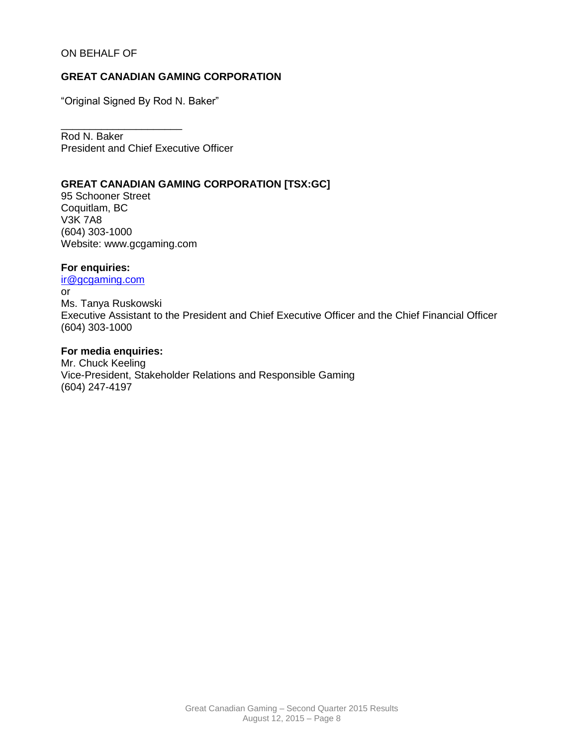ON BEHALF OF

**GREAT CANADIAN GAMING CORPORATION**

"Original Signed By Rod N. Baker"

_____________________

Rod N. Baker
President and Chief Executive Officer

**GREAT CANADIAN GAMING CORPORATION [TSX:GC]**
95 Schooner Street
Coquitlam, BC
V3K 7A8
(604) 303-1000
Website: www.gcgaming.com

**For enquiries:**
ir@gcgaming.com
or
Ms. Tanya Ruskowski
Executive Assistant to the President and Chief Executive Officer and the Chief Financial Officer
(604) 303-1000

**For media enquiries:**
Mr. Chuck Keeling
Vice-President, Stakeholder Relations and Responsible Gaming
(604) 247-4197